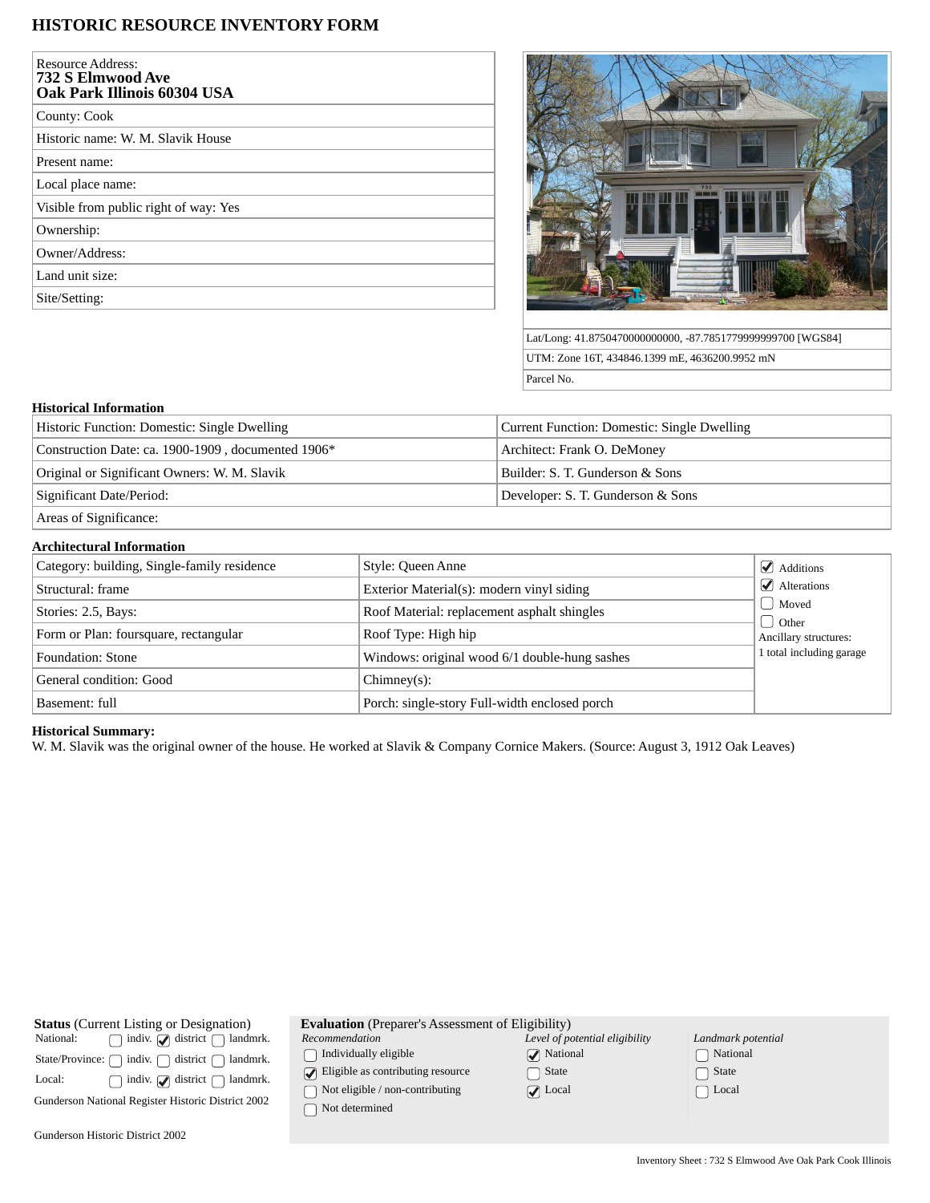# HISTORIC RESOURCE INVENTORY FORM

| | |
|---|---|
| Resource Address: **732 S Elmwood Ave Oak Park Illinois 60304 USA** | |
| County: Cook | |
| Historic name: W. M. Slavik House | |
| Present name: | |
| Local place name: | |
| Visible from public right of way: Yes | |
| Ownership: | |
| Owner/Address: | |
| Land unit size: | |
| Site/Setting: | |

Lat/Long: 41.8750470000000000, -87.7851779999999700 [WGS84]

UTM: Zone 16T, 434846.1399 mE, 4636200.9952 mN

Parcel No.

## Historical Information

| | |
|---|---|
| Historic Function: Domestic: Single Dwelling | Current Function: Domestic: Single Dwelling |
| Construction Date: ca. 1900-1909 , documented 1906* | Architect: Frank O. DeMoney |
| Original or Significant Owners: W. M. Slavik | Builder: S. T. Gunderson & Sons |
| Significant Date/Period: | Developer: S. T. Gunderson & Sons |
| Areas of Significance: | |

## Architectural Information

| | | |
|---|---|---|
| Category: building, Single-family residence | Style: Queen Anne | ☑ Additions |
| Structural: frame | Exterior Material(s): modern vinyl siding | ☑ Alterations |
| Stories: 2.5, Bays: | Roof Material: replacement asphalt shingles | ☐ Moved |
| Form or Plan: foursquare, rectangular | Roof Type: High hip | ☐ Other |
| Foundation: Stone | Windows: original wood 6/1 double-hung sashes | Ancillary structures: 1 total including garage |
| General condition: Good | Chimney(s): | |
| Basement: full | Porch: single-story Full-width enclosed porch | |

**Historical Summary:**
W. M. Slavik was the original owner of the house. He worked at Slavik & Company Cornice Makers. (Source: August 3, 1912 Oak Leaves)

**Status** (Current Listing or Designation)

| | | | |
|---|---|---|---|
| National: | ☐ indiv. | ☑ district | ☐ landmrk. |
| State/Province: | ☐ indiv. | ☐ district | ☐ landmrk. |
| Local: | ☐ indiv. | ☑ district | ☐ landmrk. |

Gunderson National Register Historic District 2002

Gunderson Historic District 2002

**Evaluation** (Preparer's Assessment of Eligibility)

| *Recommendation* | *Level of potential eligibility* | *Landmark potential* |
|---|---|---|
| ☐ Individually eligible | ☑ National | ☐ National |
| ☑ Eligible as contributing resource | ☐ State | ☐ State |
| ☐ Not eligible / non-contributing | ☑ Local | ☐ Local |
| ☐ Not determined | | |

Inventory Sheet : 732 S Elmwood Ave Oak Park Cook Illinois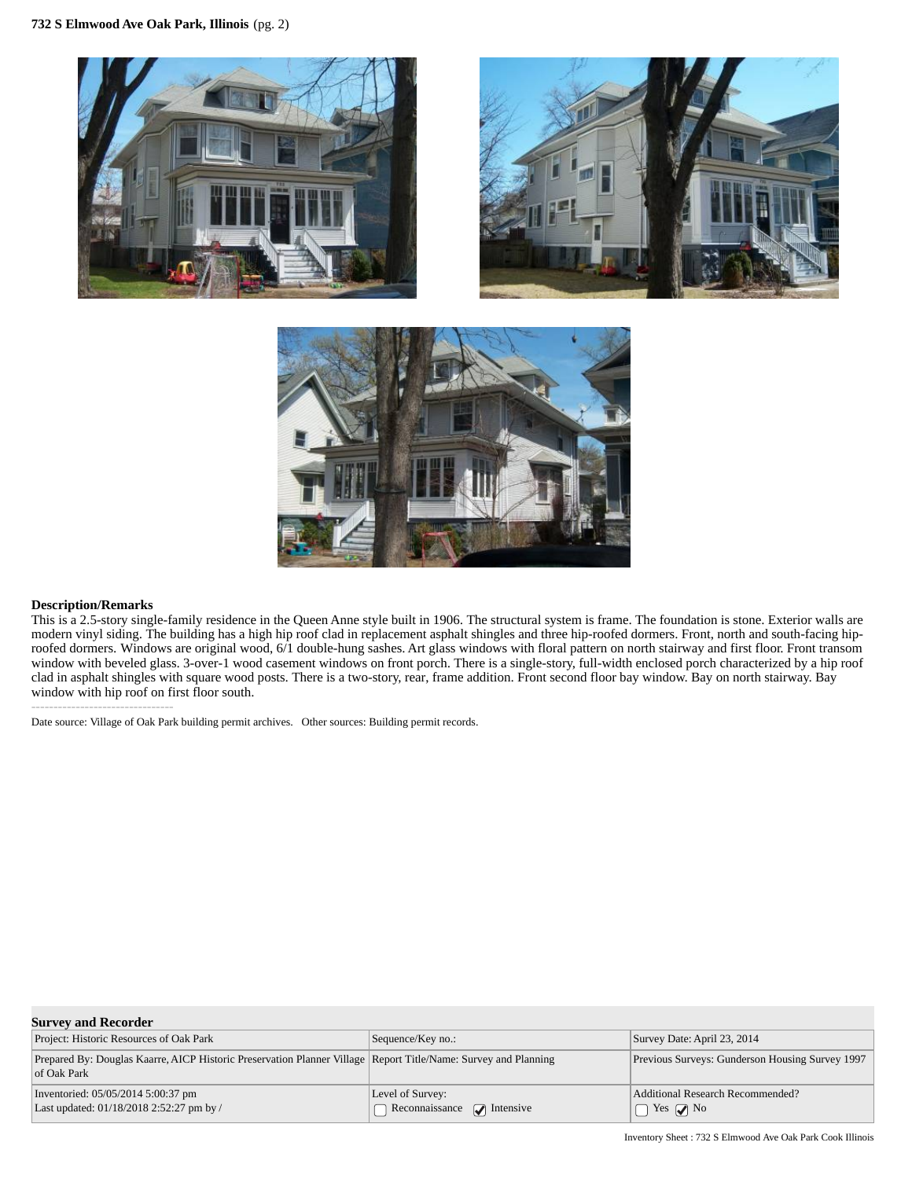**732 S Elmwood Ave Oak Park, Illinois** (pg. 2)

### Description/Remarks

This is a 2.5-story single-family residence in the Queen Anne style built in 1906. The structural system is frame. The foundation is stone. Exterior walls are modern vinyl siding. The building has a high hip roof clad in replacement asphalt shingles and three hip-roofed dormers. Front, north and south-facing hip-roofed dormers. Windows are original wood, 6/1 double-hung sashes. Art glass windows with floral pattern on north stairway and first floor. Front transom window with beveled glass. 3-over-1 wood casement windows on front porch. There is a single-story, full-width enclosed porch characterized by a hip roof clad in asphalt shingles with square wood posts. There is a two-story, rear, frame addition. Front second floor bay window. Bay on north stairway. Bay window with hip roof on first floor south.

Date source: Village of Oak Park building permit archives. Other sources: Building permit records.

### Survey and Recorder

| | | |
|---|---|---|
| Project: Historic Resources of Oak Park | Sequence/Key no.: | Survey Date: April 23, 2014 |
| Prepared By: Douglas Kaarre, AICP Historic Preservation Planner Village of Oak Park | Report Title/Name: Survey and Planning | Previous Surveys: Gunderson Housing Survey 1997 |
| Inventoried: 05/05/2014 5:00:37 pm<br>Last updated: 01/18/2018 2:52:27 pm by / | Level of Survey:<br>☐ Reconnaissance ☑ Intensive | Additional Research Recommended?<br>☐ Yes ☑ No |

Inventory Sheet : 732 S Elmwood Ave Oak Park Cook Illinois